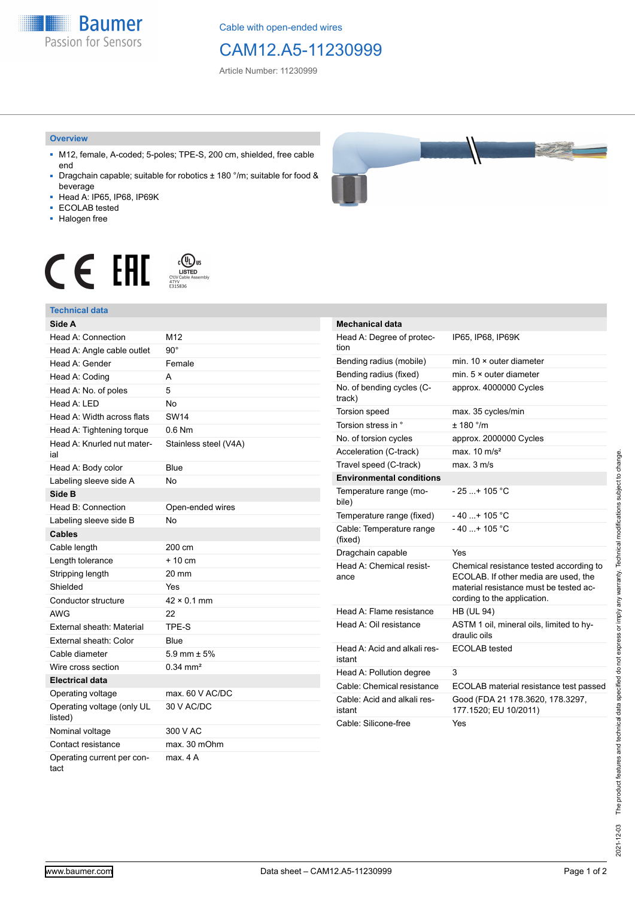Cable with open-ended wires

# CAM12.A5-11230999

Article Number: 11230999

## Overview

- M12, female, A-coded; 5-poles; TPE-S, 200 cm, shielded, free cable end
- Dragchain capable; suitable for robotics ± 180 °/m; suitable for food & beverage
- Head A: IP65, IP68, IP69K
- ECOLAB tested
- Halogen free

## Technical data

| Side A | |
|---|---|
| Head A: Connection | M12 |
| Head A: Angle cable outlet | 90° |
| Head A: Gender | Female |
| Head A: Coding | A |
| Head A: No. of poles | 5 |
| Head A: LED | No |
| Head A: Width across flats | SW14 |
| Head A: Tightening torque | 0.6 Nm |
| Head A: Knurled nut material | Stainless steel (V4A) |
| Head A: Body color | Blue |
| Labeling sleeve side A | No |
| **Side B** | |
| Head B: Connection | Open-ended wires |
| Labeling sleeve side B | No |
| **Cables** | |
| Cable length | 200 cm |
| Length tolerance | + 10 cm |
| Stripping length | 20 mm |
| Shielded | Yes |
| Conductor structure | 42 × 0.1 mm |
| AWG | 22 |
| External sheath: Material | TPE-S |
| External sheath: Color | Blue |
| Cable diameter | 5.9 mm ± 5% |
| Wire cross section | 0.34 mm² |
| **Electrical data** | |
| Operating voltage | max. 60 V AC/DC |
| Operating voltage (only UL listed) | 30 V AC/DC |
| Nominal voltage | 300 V AC |
| Contact resistance | max. 30 mOhm |
| Operating current per contact | max. 4 A |

| Mechanical data | |
|---|---|
| Head A: Degree of protection | IP65, IP68, IP69K |
| Bending radius (mobile) | min. 10 × outer diameter |
| Bending radius (fixed) | min. 5 × outer diameter |
| No. of bending cycles (C-track) | approx. 4000000 Cycles |
| Torsion speed | max. 35 cycles/min |
| Torsion stress in ° | ± 180 °/m |
| No. of torsion cycles | approx. 2000000 Cycles |
| Acceleration (C-track) | max. 10 m/s² |
| Travel speed (C-track) | max. 3 m/s |
| **Environmental conditions** | |
| Temperature range (mobile) | - 25 ...+ 105 °C |
| Temperature range (fixed) | - 40 ...+ 105 °C |
| Cable: Temperature range (fixed) | - 40 ...+ 105 °C |
| Dragchain capable | Yes |
| Head A: Chemical resistance | Chemical resistance tested according to ECOLAB. If other media are used, the material resistance must be tested according to the application. |
| Head A: Flame resistance | HB (UL 94) |
| Head A: Oil resistance | ASTM 1 oil, mineral oils, limited to hydraulic oils |
| Head A: Acid and alkali resistant | ECOLAB tested |
| Head A: Pollution degree | 3 |
| Cable: Chemical resistance | ECOLAB material resistance test passed |
| Cable: Acid and alkali resistant | Good (FDA 21 178.3620, 178.3297, 177.1520; EU 10/2011) |
| Cable: Silicone-free | Yes |

2021-12-03 The product features and technical data specified do not express or imply any warranty. Technical modifications subject to change.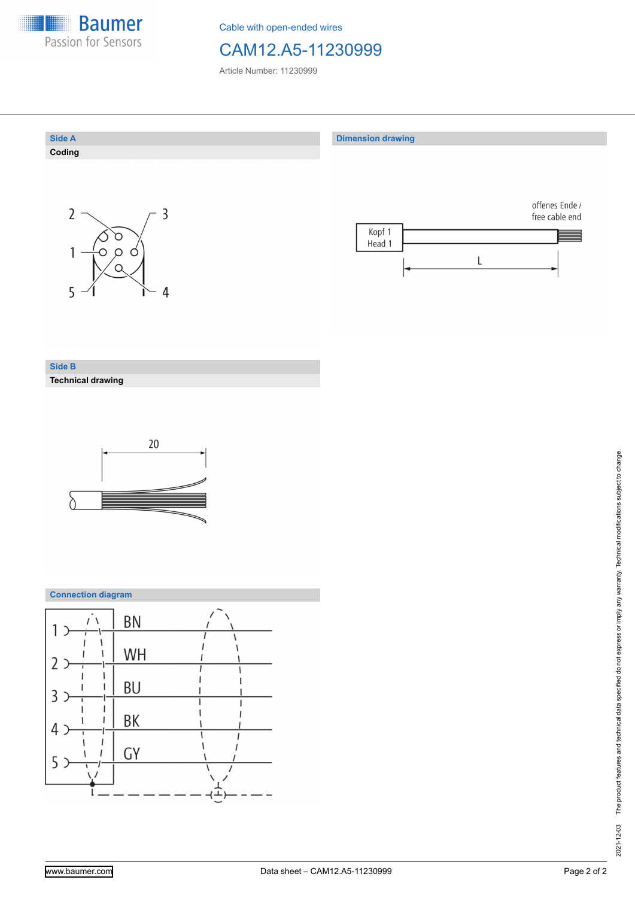Cable with open-ended wires

# CAM12.A5-11230999

Article Number: 11230999

## Side A

**Coding**

2
3
1
5
4

## Dimension drawing

offenes Ende / free cable end

Kopf 1
Head 1

L

## Side B

**Technical drawing**

20

## Connection diagram

1 BN
2 WH
3 BU
4 BK
5 GY

The product features and technical data specified do not express or imply any warranty. Technical modifications subject to change.

2021-12-03

www.baumer.com

Data sheet – CAM12.A5-11230999